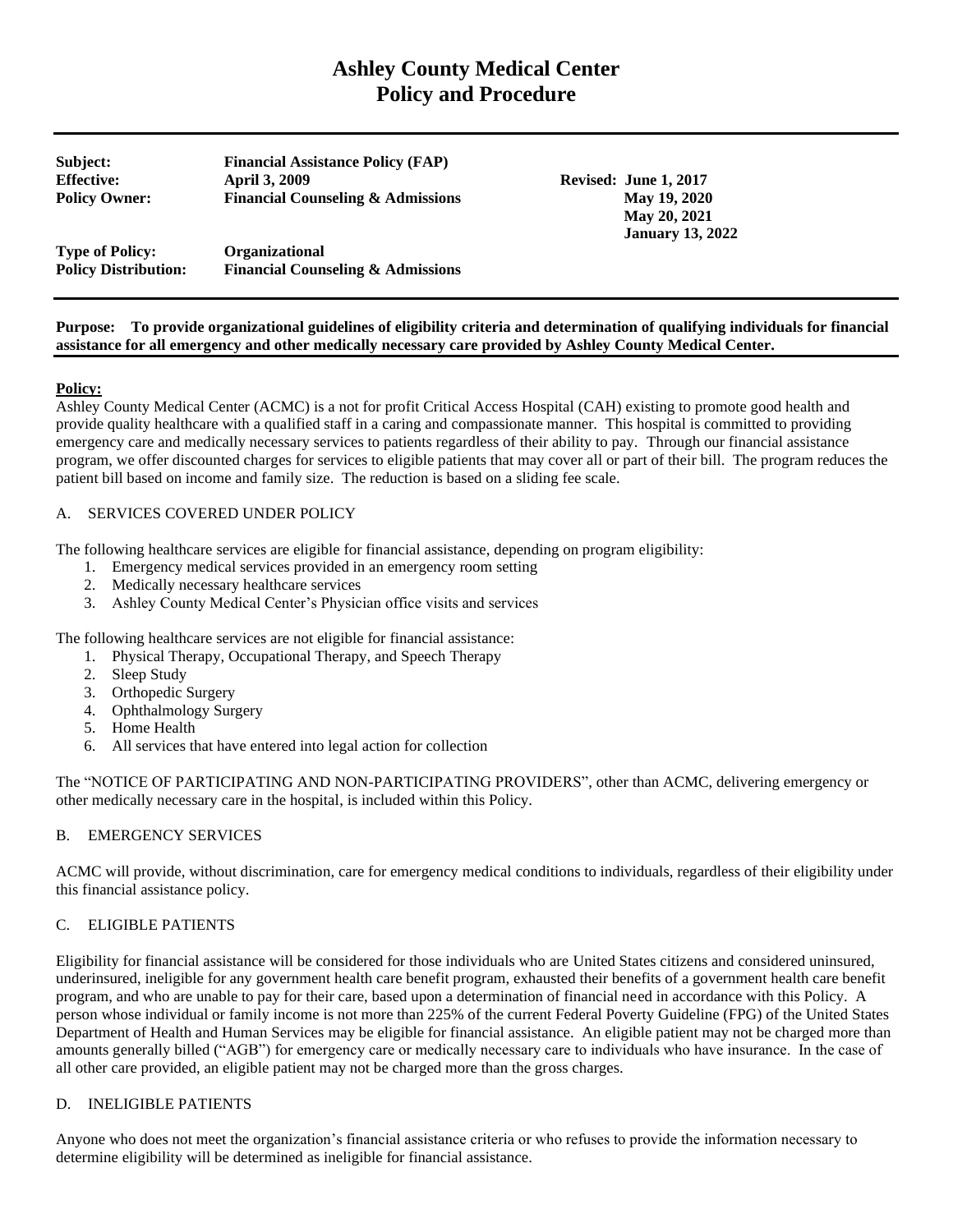# Ashley County Medical Center
# Policy and Procedure

| | | |
|---|---|---|
| **Subject:** | **Financial Assistance Policy (FAP)** | |
| **Effective:** | **April 3, 2009** | **Revised: June 1, 2017** |
| **Policy Owner:** | **Financial Counseling & Admissions** | **May 19, 2020** |
| | | **May 20, 2021** |
| | | **January 13, 2022** |
| **Type of Policy:** | **Organizational** | |
| **Policy Distribution:** | **Financial Counseling & Admissions** | |

**Purpose: To provide organizational guidelines of eligibility criteria and determination of qualifying individuals for financial assistance for all emergency and other medically necessary care provided by Ashley County Medical Center.**

**Policy:**

Ashley County Medical Center (ACMC) is a not for profit Critical Access Hospital (CAH) existing to promote good health and provide quality healthcare with a qualified staff in a caring and compassionate manner. This hospital is committed to providing emergency care and medically necessary services to patients regardless of their ability to pay. Through our financial assistance program, we offer discounted charges for services to eligible patients that may cover all or part of their bill. The program reduces the patient bill based on income and family size. The reduction is based on a sliding fee scale.

A. SERVICES COVERED UNDER POLICY

The following healthcare services are eligible for financial assistance, depending on program eligibility:

1. Emergency medical services provided in an emergency room setting
2. Medically necessary healthcare services
3. Ashley County Medical Center's Physician office visits and services

The following healthcare services are not eligible for financial assistance:

1. Physical Therapy, Occupational Therapy, and Speech Therapy
2. Sleep Study
3. Orthopedic Surgery
4. Ophthalmology Surgery
5. Home Health
6. All services that have entered into legal action for collection

The "NOTICE OF PARTICIPATING AND NON-PARTICIPATING PROVIDERS", other than ACMC, delivering emergency or other medically necessary care in the hospital, is included within this Policy.

B. EMERGENCY SERVICES

ACMC will provide, without discrimination, care for emergency medical conditions to individuals, regardless of their eligibility under this financial assistance policy.

C. ELIGIBLE PATIENTS

Eligibility for financial assistance will be considered for those individuals who are United States citizens and considered uninsured, underinsured, ineligible for any government health care benefit program, exhausted their benefits of a government health care benefit program, and who are unable to pay for their care, based upon a determination of financial need in accordance with this Policy. A person whose individual or family income is not more than 225% of the current Federal Poverty Guideline (FPG) of the United States Department of Health and Human Services may be eligible for financial assistance. An eligible patient may not be charged more than amounts generally billed ("AGB") for emergency care or medically necessary care to individuals who have insurance. In the case of all other care provided, an eligible patient may not be charged more than the gross charges.

D. INELIGIBLE PATIENTS

Anyone who does not meet the organization's financial assistance criteria or who refuses to provide the information necessary to determine eligibility will be determined as ineligible for financial assistance.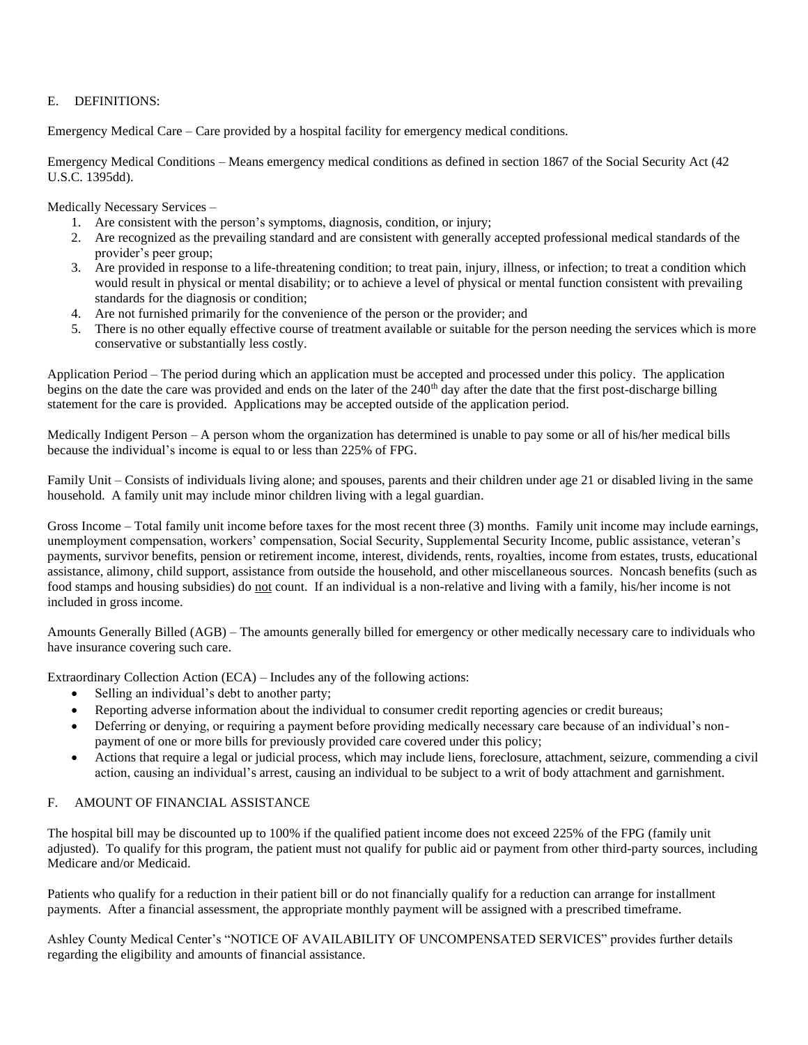## E. DEFINITIONS:

Emergency Medical Care – Care provided by a hospital facility for emergency medical conditions.

Emergency Medical Conditions – Means emergency medical conditions as defined in section 1867 of the Social Security Act (42 U.S.C. 1395dd).

Medically Necessary Services –

1. Are consistent with the person's symptoms, diagnosis, condition, or injury;
2. Are recognized as the prevailing standard and are consistent with generally accepted professional medical standards of the provider's peer group;
3. Are provided in response to a life-threatening condition; to treat pain, injury, illness, or infection; to treat a condition which would result in physical or mental disability; or to achieve a level of physical or mental function consistent with prevailing standards for the diagnosis or condition;
4. Are not furnished primarily for the convenience of the person or the provider; and
5. There is no other equally effective course of treatment available or suitable for the person needing the services which is more conservative or substantially less costly.

Application Period – The period during which an application must be accepted and processed under this policy. The application begins on the date the care was provided and ends on the later of the 240th day after the date that the first post-discharge billing statement for the care is provided. Applications may be accepted outside of the application period.

Medically Indigent Person – A person whom the organization has determined is unable to pay some or all of his/her medical bills because the individual's income is equal to or less than 225% of FPG.

Family Unit – Consists of individuals living alone; and spouses, parents and their children under age 21 or disabled living in the same household. A family unit may include minor children living with a legal guardian.

Gross Income – Total family unit income before taxes for the most recent three (3) months. Family unit income may include earnings, unemployment compensation, workers' compensation, Social Security, Supplemental Security Income, public assistance, veteran's payments, survivor benefits, pension or retirement income, interest, dividends, rents, royalties, income from estates, trusts, educational assistance, alimony, child support, assistance from outside the household, and other miscellaneous sources. Noncash benefits (such as food stamps and housing subsidies) do not count. If an individual is a non-relative and living with a family, his/her income is not included in gross income.

Amounts Generally Billed (AGB) – The amounts generally billed for emergency or other medically necessary care to individuals who have insurance covering such care.

Extraordinary Collection Action (ECA) – Includes any of the following actions:

- Selling an individual's debt to another party;
- Reporting adverse information about the individual to consumer credit reporting agencies or credit bureaus;
- Deferring or denying, or requiring a payment before providing medically necessary care because of an individual's non-payment of one or more bills for previously provided care covered under this policy;
- Actions that require a legal or judicial process, which may include liens, foreclosure, attachment, seizure, commending a civil action, causing an individual's arrest, causing an individual to be subject to a writ of body attachment and garnishment.

## F. AMOUNT OF FINANCIAL ASSISTANCE

The hospital bill may be discounted up to 100% if the qualified patient income does not exceed 225% of the FPG (family unit adjusted). To qualify for this program, the patient must not qualify for public aid or payment from other third-party sources, including Medicare and/or Medicaid.

Patients who qualify for a reduction in their patient bill or do not financially qualify for a reduction can arrange for installment payments. After a financial assessment, the appropriate monthly payment will be assigned with a prescribed timeframe.

Ashley County Medical Center's "NOTICE OF AVAILABILITY OF UNCOMPENSATED SERVICES" provides further details regarding the eligibility and amounts of financial assistance.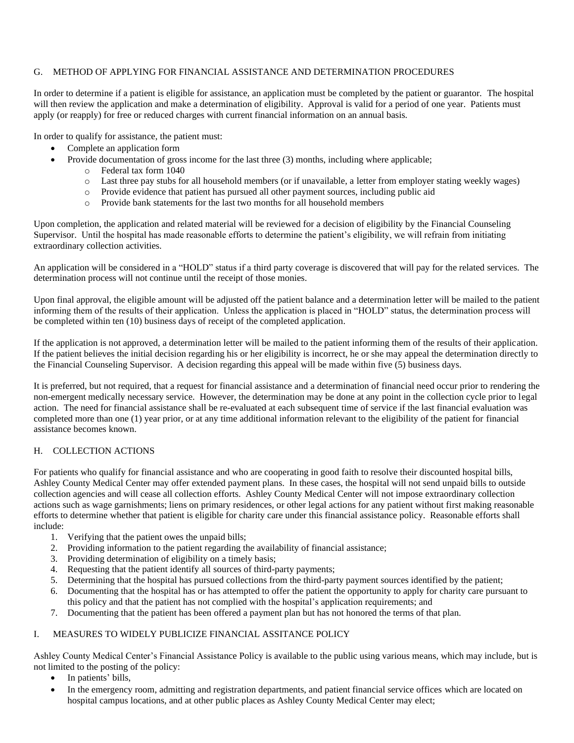## G. METHOD OF APPLYING FOR FINANCIAL ASSISTANCE AND DETERMINATION PROCEDURES

In order to determine if a patient is eligible for assistance, an application must be completed by the patient or guarantor. The hospital will then review the application and make a determination of eligibility. Approval is valid for a period of one year. Patients must apply (or reapply) for free or reduced charges with current financial information on an annual basis.

In order to qualify for assistance, the patient must:

- Complete an application form
- Provide documentation of gross income for the last three (3) months, including where applicable;
  - Federal tax form 1040
  - Last three pay stubs for all household members (or if unavailable, a letter from employer stating weekly wages)
  - Provide evidence that patient has pursued all other payment sources, including public aid
  - Provide bank statements for the last two months for all household members

Upon completion, the application and related material will be reviewed for a decision of eligibility by the Financial Counseling Supervisor. Until the hospital has made reasonable efforts to determine the patient's eligibility, we will refrain from initiating extraordinary collection activities.

An application will be considered in a "HOLD" status if a third party coverage is discovered that will pay for the related services. The determination process will not continue until the receipt of those monies.

Upon final approval, the eligible amount will be adjusted off the patient balance and a determination letter will be mailed to the patient informing them of the results of their application. Unless the application is placed in "HOLD" status, the determination process will be completed within ten (10) business days of receipt of the completed application.

If the application is not approved, a determination letter will be mailed to the patient informing them of the results of their application. If the patient believes the initial decision regarding his or her eligibility is incorrect, he or she may appeal the determination directly to the Financial Counseling Supervisor. A decision regarding this appeal will be made within five (5) business days.

It is preferred, but not required, that a request for financial assistance and a determination of financial need occur prior to rendering the non-emergent medically necessary service. However, the determination may be done at any point in the collection cycle prior to legal action. The need for financial assistance shall be re-evaluated at each subsequent time of service if the last financial evaluation was completed more than one (1) year prior, or at any time additional information relevant to the eligibility of the patient for financial assistance becomes known.

## H. COLLECTION ACTIONS

For patients who qualify for financial assistance and who are cooperating in good faith to resolve their discounted hospital bills, Ashley County Medical Center may offer extended payment plans. In these cases, the hospital will not send unpaid bills to outside collection agencies and will cease all collection efforts. Ashley County Medical Center will not impose extraordinary collection actions such as wage garnishments; liens on primary residences, or other legal actions for any patient without first making reasonable efforts to determine whether that patient is eligible for charity care under this financial assistance policy. Reasonable efforts shall include:

1. Verifying that the patient owes the unpaid bills;
2. Providing information to the patient regarding the availability of financial assistance;
3. Providing determination of eligibility on a timely basis;
4. Requesting that the patient identify all sources of third-party payments;
5. Determining that the hospital has pursued collections from the third-party payment sources identified by the patient;
6. Documenting that the hospital has or has attempted to offer the patient the opportunity to apply for charity care pursuant to this policy and that the patient has not complied with the hospital's application requirements; and
7. Documenting that the patient has been offered a payment plan but has not honored the terms of that plan.

## I. MEASURES TO WIDELY PUBLICIZE FINANCIAL ASSITANCE POLICY

Ashley County Medical Center's Financial Assistance Policy is available to the public using various means, which may include, but is not limited to the posting of the policy:

- In patients' bills,
- In the emergency room, admitting and registration departments, and patient financial service offices which are located on hospital campus locations, and at other public places as Ashley County Medical Center may elect;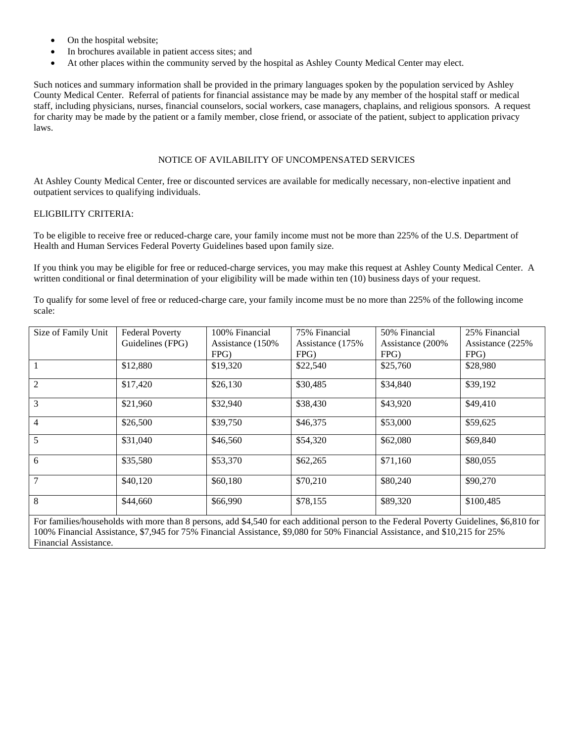- On the hospital website;
- In brochures available in patient access sites; and
- At other places within the community served by the hospital as Ashley County Medical Center may elect.

Such notices and summary information shall be provided in the primary languages spoken by the population serviced by Ashley County Medical Center. Referral of patients for financial assistance may be made by any member of the hospital staff or medical staff, including physicians, nurses, financial counselors, social workers, case managers, chaplains, and religious sponsors. A request for charity may be made by the patient or a family member, close friend, or associate of the patient, subject to application privacy laws.

## NOTICE OF AVILABILITY OF UNCOMPENSATED SERVICES

At Ashley County Medical Center, free or discounted services are available for medically necessary, non-elective inpatient and outpatient services to qualifying individuals.

ELIGBILITY CRITERIA:

To be eligible to receive free or reduced-charge care, your family income must not be more than 225% of the U.S. Department of Health and Human Services Federal Poverty Guidelines based upon family size.

If you think you may be eligible for free or reduced-charge services, you may make this request at Ashley County Medical Center. A written conditional or final determination of your eligibility will be made within ten (10) business days of your request.

To qualify for some level of free or reduced-charge care, your family income must be no more than 225% of the following income scale:

| Size of Family Unit | Federal Poverty Guidelines (FPG) | 100% Financial Assistance (150% FPG) | 75% Financial Assistance (175% FPG) | 50% Financial Assistance (200% FPG) | 25% Financial Assistance (225% FPG) |
|---|---|---|---|---|---|
| 1 | $12,880 | $19,320 | $22,540 | $25,760 | $28,980 |
| 2 | $17,420 | $26,130 | $30,485 | $34,840 | $39,192 |
| 3 | $21,960 | $32,940 | $38,430 | $43,920 | $49,410 |
| 4 | $26,500 | $39,750 | $46,375 | $53,000 | $59,625 |
| 5 | $31,040 | $46,560 | $54,320 | $62,080 | $69,840 |
| 6 | $35,580 | $53,370 | $62,265 | $71,160 | $80,055 |
| 7 | $40,120 | $60,180 | $70,210 | $80,240 | $90,270 |
| 8 | $44,660 | $66,990 | $78,155 | $89,320 | $100,485 |

For families/households with more than 8 persons, add $4,540 for each additional person to the Federal Poverty Guidelines, $6,810 for 100% Financial Assistance, $7,945 for 75% Financial Assistance, $9,080 for 50% Financial Assistance, and $10,215 for 25% Financial Assistance.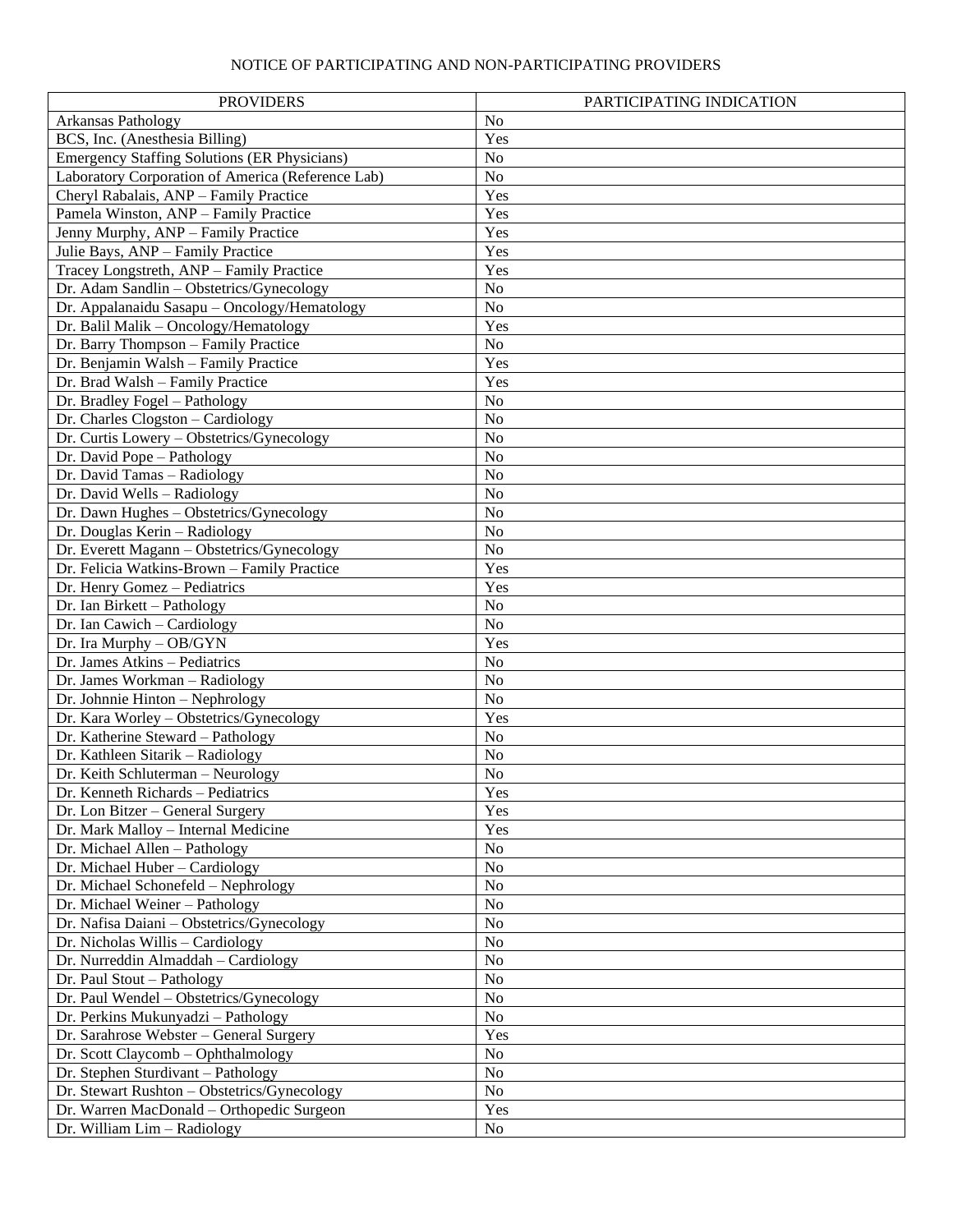NOTICE OF PARTICIPATING AND NON-PARTICIPATING PROVIDERS

| PROVIDERS | PARTICIPATING INDICATION |
|---|---|
| Arkansas Pathology | No |
| BCS, Inc. (Anesthesia Billing) | Yes |
| Emergency Staffing Solutions (ER Physicians) | No |
| Laboratory Corporation of America (Reference Lab) | No |
| Cheryl Rabalais, ANP – Family Practice | Yes |
| Pamela Winston, ANP – Family Practice | Yes |
| Jenny Murphy, ANP – Family Practice | Yes |
| Julie Bays, ANP – Family Practice | Yes |
| Tracey Longstreth, ANP – Family Practice | Yes |
| Dr. Adam Sandlin – Obstetrics/Gynecology | No |
| Dr. Appalanaidu Sasapu – Oncology/Hematology | No |
| Dr. Balil Malik – Oncology/Hematology | Yes |
| Dr. Barry Thompson – Family Practice | No |
| Dr. Benjamin Walsh – Family Practice | Yes |
| Dr. Brad Walsh – Family Practice | Yes |
| Dr. Bradley Fogel – Pathology | No |
| Dr. Charles Clogston – Cardiology | No |
| Dr. Curtis Lowery – Obstetrics/Gynecology | No |
| Dr. David Pope – Pathology | No |
| Dr. David Tamas – Radiology | No |
| Dr. David Wells – Radiology | No |
| Dr. Dawn Hughes – Obstetrics/Gynecology | No |
| Dr. Douglas Kerin – Radiology | No |
| Dr. Everett Magann – Obstetrics/Gynecology | No |
| Dr. Felicia Watkins-Brown – Family Practice | Yes |
| Dr. Henry Gomez – Pediatrics | Yes |
| Dr. Ian Birkett – Pathology | No |
| Dr. Ian Cawich – Cardiology | No |
| Dr. Ira Murphy – OB/GYN | Yes |
| Dr. James Atkins – Pediatrics | No |
| Dr. James Workman – Radiology | No |
| Dr. Johnnie Hinton – Nephrology | No |
| Dr. Kara Worley – Obstetrics/Gynecology | Yes |
| Dr. Katherine Steward – Pathology | No |
| Dr. Kathleen Sitarik – Radiology | No |
| Dr. Keith Schluterman – Neurology | No |
| Dr. Kenneth Richards – Pediatrics | Yes |
| Dr. Lon Bitzer – General Surgery | Yes |
| Dr. Mark Malloy – Internal Medicine | Yes |
| Dr. Michael Allen – Pathology | No |
| Dr. Michael Huber – Cardiology | No |
| Dr. Michael Schonefeld – Nephrology | No |
| Dr. Michael Weiner – Pathology | No |
| Dr. Nafisa Daiani – Obstetrics/Gynecology | No |
| Dr. Nicholas Willis – Cardiology | No |
| Dr. Nurreddin Almaddah – Cardiology | No |
| Dr. Paul Stout – Pathology | No |
| Dr. Paul Wendel – Obstetrics/Gynecology | No |
| Dr. Perkins Mukunyadzi – Pathology | No |
| Dr. Sarahrose Webster – General Surgery | Yes |
| Dr. Scott Claycomb – Ophthalmology | No |
| Dr. Stephen Sturdivant – Pathology | No |
| Dr. Stewart Rushton – Obstetrics/Gynecology | No |
| Dr. Warren MacDonald – Orthopedic Surgeon | Yes |
| Dr. William Lim – Radiology | No |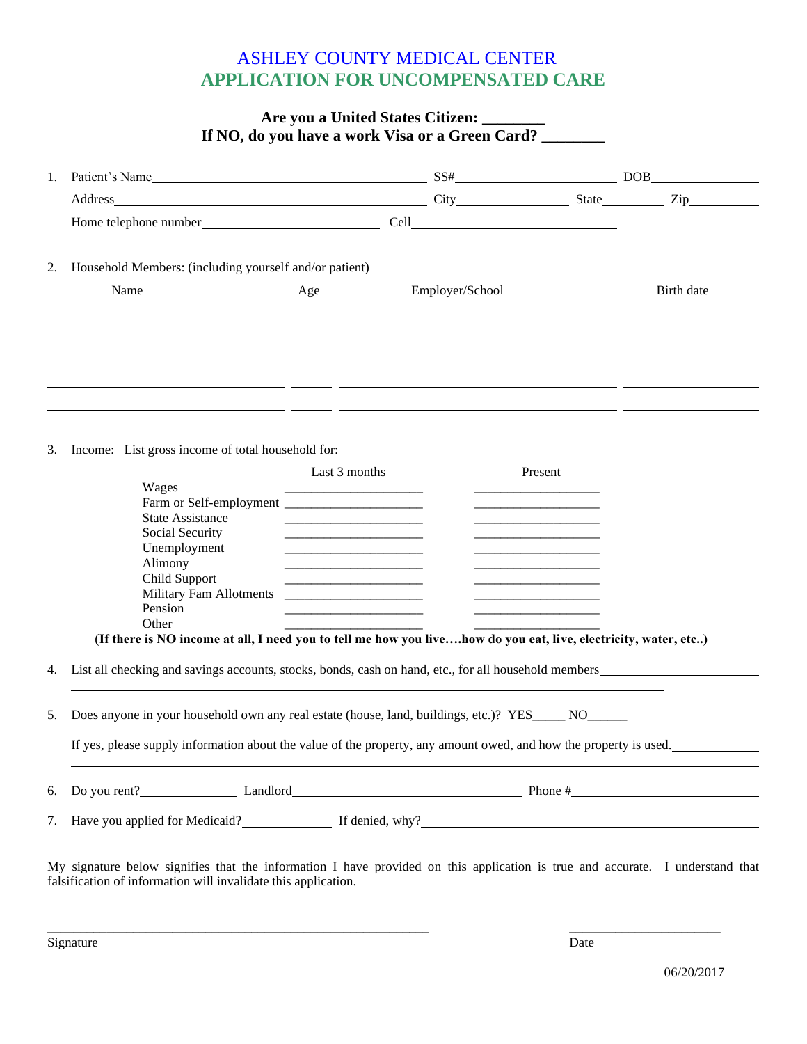# ASHLEY COUNTY MEDICAL CENTER
## APPLICATION FOR UNCOMPENSATED CARE

**Are you a United States Citizen: ________**
**If NO, do you have a work Visa or a Green Card? ________**

1. Patient's Name________________________________ SS#____________________ DOB______________
   Address________________________________ City______________ State________ Zip__________
   Home telephone number______________________ Cell__________________________

2. Household Members: (including yourself and/or patient)

| Name | Age | Employer/School | Birth date |
|---|---|---|---|
| | | | |
| | | | |
| | | | |
| | | | |
| | | | |

3. Income: List gross income of total household for:

| | Last 3 months | Present |
|---|---|---|
| Wages | | |
| Farm or Self-employment | | |
| State Assistance | | |
| Social Security | | |
| Unemployment | | |
| Alimony | | |
| Child Support | | |
| Military Fam Allotments | | |
| Pension | | |
| Other | | |

**(If there is NO income at all, I need you to tell me how you live….how do you eat, live, electricity, water, etc..)**

4. List all checking and savings accounts, stocks, bonds, cash on hand, etc., for all household members______________________
   ____________________________________________________________

5. Does anyone in your household own any real estate (house, land, buildings, etc.)? YES_____ NO______

   If yes, please supply information about the value of the property, any amount owed, and how the property is used.__________
   ____________________________________________________________

6. Do you rent?______________ Landlord______________________________ Phone #__________________________

7. Have you applied for Medicaid?____________ If denied, why?____________________________________________

My signature below signifies that the information I have provided on this application is true and accurate. I understand that falsification of information will invalidate this application.

______________________________________________________ ______________________

Signature Date

06/20/2017